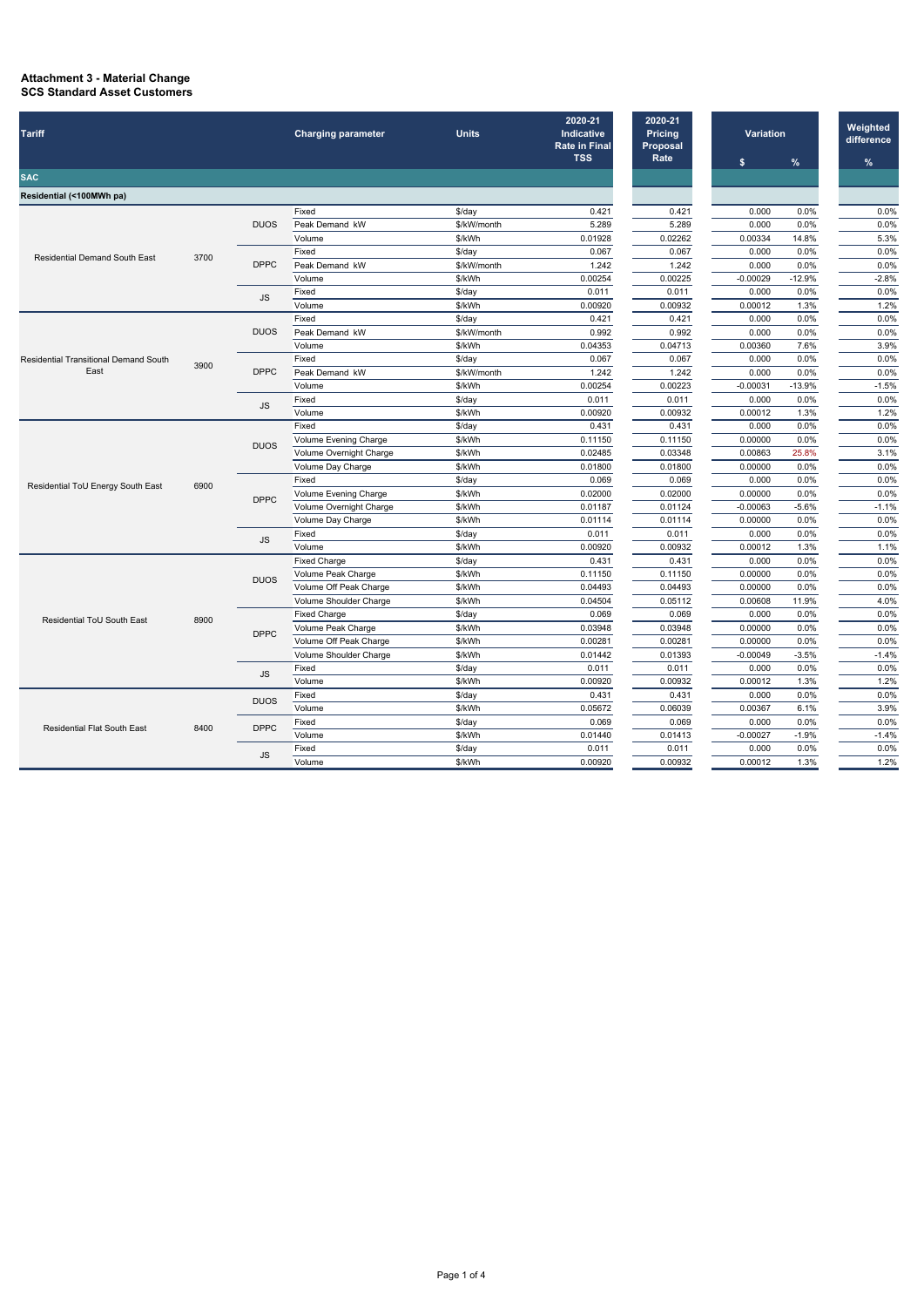**Attachment 3 - Material Change**
**SCS Standard Asset Customers**

| Tariff | | | Charging parameter | Units | 2020-21 Indicative Rate in Final TSS | 2020-21 Pricing Proposal Rate | Variation | | Weighted difference |
|---|---|---|---|---|---|---|---|---|---|
| | | | | | | | $ | % | % |
| **SAC** | | | | | | | | | |
| **Residential (<100MWh pa)** | | | | | | | | | |
| Residential Demand South East | 3700 | DUOS | Fixed | $/day | 0.421 | 0.421 | 0.000 | 0.0% | 0.0% |
| | | | Peak Demand kW | $/kW/month | 5.289 | 5.289 | 0.000 | 0.0% | 0.0% |
| | | | Volume | $/kWh | 0.01928 | 0.02262 | 0.00334 | 14.8% | 5.3% |
| | | DPPC | Fixed | $/day | 0.067 | 0.067 | 0.000 | 0.0% | 0.0% |
| | | | Peak Demand kW | $/kW/month | 1.242 | 1.242 | 0.000 | 0.0% | 0.0% |
| | | | Volume | $/kWh | 0.00254 | 0.00225 | -0.00029 | -12.9% | -2.8% |
| | | JS | Fixed | $/day | 0.011 | 0.011 | 0.000 | 0.0% | 0.0% |
| | | | Volume | $/kWh | 0.00920 | 0.00932 | 0.00012 | 1.3% | 1.2% |
| Residential Transitional Demand South East | 3900 | DUOS | Fixed | $/day | 0.421 | 0.421 | 0.000 | 0.0% | 0.0% |
| | | | Peak Demand kW | $/kW/month | 0.992 | 0.992 | 0.000 | 0.0% | 0.0% |
| | | | Volume | $/kWh | 0.04353 | 0.04713 | 0.00360 | 7.6% | 3.9% |
| | | DPPC | Fixed | $/day | 0.067 | 0.067 | 0.000 | 0.0% | 0.0% |
| | | | Peak Demand kW | $/kW/month | 1.242 | 1.242 | 0.000 | 0.0% | 0.0% |
| | | | Volume | $/kWh | 0.00254 | 0.00223 | -0.00031 | -13.9% | -1.5% |
| | | JS | Fixed | $/day | 0.011 | 0.011 | 0.000 | 0.0% | 0.0% |
| | | | Volume | $/kWh | 0.00920 | 0.00932 | 0.00012 | 1.3% | 1.2% |
| Residential ToU Energy South East | 6900 | DUOS | Fixed | $/day | 0.431 | 0.431 | 0.000 | 0.0% | 0.0% |
| | | | Volume Evening Charge | $/kWh | 0.11150 | 0.11150 | 0.00000 | 0.0% | 0.0% |
| | | | Volume Overnight Charge | $/kWh | 0.02485 | 0.03348 | 0.00863 | 25.8% | 3.1% |
| | | | Volume Day Charge | $/kWh | 0.01800 | 0.01800 | 0.00000 | 0.0% | 0.0% |
| | | DPPC | Fixed | $/day | 0.069 | 0.069 | 0.000 | 0.0% | 0.0% |
| | | | Volume Evening Charge | $/kWh | 0.02000 | 0.02000 | 0.00000 | 0.0% | 0.0% |
| | | | Volume Overnight Charge | $/kWh | 0.01187 | 0.01124 | -0.00063 | -5.6% | -1.1% |
| | | | Volume Day Charge | $/kWh | 0.01114 | 0.01114 | 0.00000 | 0.0% | 0.0% |
| | | JS | Fixed | $/day | 0.011 | 0.011 | 0.000 | 0.0% | 0.0% |
| | | | Volume | $/kWh | 0.00920 | 0.00932 | 0.00012 | 1.3% | 1.1% |
| Residential ToU South East | 8900 | DUOS | Fixed Charge | $/day | 0.431 | 0.431 | 0.000 | 0.0% | 0.0% |
| | | | Volume Peak Charge | $/kWh | 0.11150 | 0.11150 | 0.00000 | 0.0% | 0.0% |
| | | | Volume Off Peak Charge | $/kWh | 0.04493 | 0.04493 | 0.00000 | 0.0% | 0.0% |
| | | | Volume Shoulder Charge | $/kWh | 0.04504 | 0.05112 | 0.00608 | 11.9% | 4.0% |
| | | DPPC | Fixed Charge | $/day | 0.069 | 0.069 | 0.000 | 0.0% | 0.0% |
| | | | Volume Peak Charge | $/kWh | 0.03948 | 0.03948 | 0.00000 | 0.0% | 0.0% |
| | | | Volume Off Peak Charge | $/kWh | 0.00281 | 0.00281 | 0.00000 | 0.0% | 0.0% |
| | | | Volume Shoulder Charge | $/kWh | 0.01442 | 0.01393 | -0.00049 | -3.5% | -1.4% |
| | | JS | Fixed | $/day | 0.011 | 0.011 | 0.000 | 0.0% | 0.0% |
| | | | Volume | $/kWh | 0.00920 | 0.00932 | 0.00012 | 1.3% | 1.2% |
| Residential Flat South East | 8400 | DUOS | Fixed | $/day | 0.431 | 0.431 | 0.000 | 0.0% | 0.0% |
| | | | Volume | $/kWh | 0.05672 | 0.06039 | 0.00367 | 6.1% | 3.9% |
| | | DPPC | Fixed | $/day | 0.069 | 0.069 | 0.000 | 0.0% | 0.0% |
| | | | Volume | $/kWh | 0.01440 | 0.01413 | -0.00027 | -1.9% | -1.4% |
| | | JS | Fixed | $/day | 0.011 | 0.011 | 0.000 | 0.0% | 0.0% |
| | | | Volume | $/kWh | 0.00920 | 0.00932 | 0.00012 | 1.3% | 1.2% |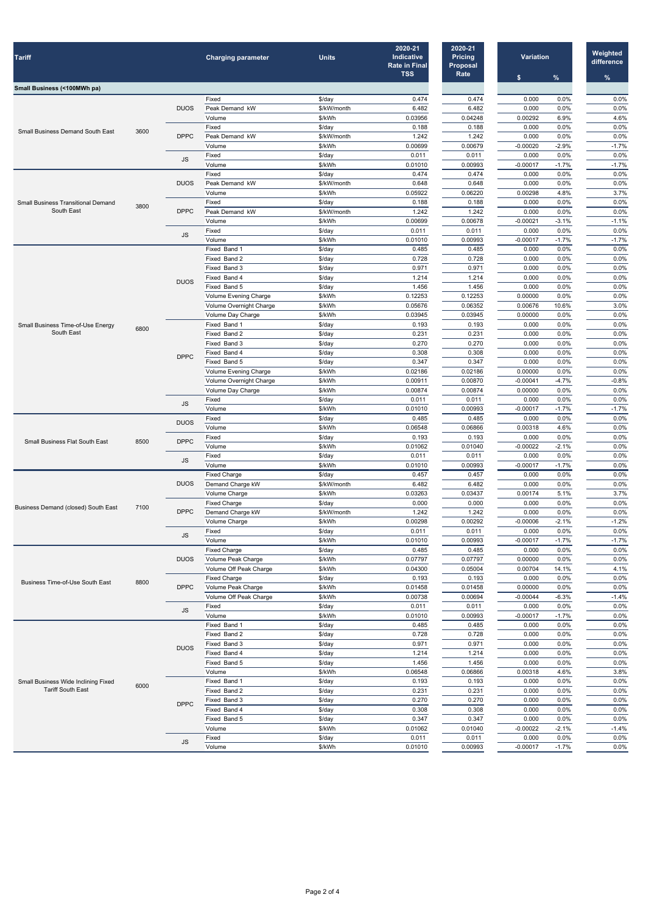| Tariff | | | Charging parameter | Units | 2020-21 Indicative Rate in Final TSS | 2020-21 Pricing Proposal Rate | Variation | | Weighted difference |
|---|---|---|---|---|---|---|---|---|---|
| | | | | | | | $ | % | % |
| **Small Business (<100MWh pa)** | | | | | | | | | |
| Small Business Demand South East | 3600 | DUOS | Fixed | $/day | 0.474 | 0.474 | 0.000 | 0.0% | 0.0% |
| | | | Peak Demand kW | $/kW/month | 6.482 | 6.482 | 0.000 | 0.0% | 0.0% |
| | | | Volume | $/kWh | 0.03956 | 0.04248 | 0.00292 | 6.9% | 4.6% |
| | | DPPC | Fixed | $/day | 0.188 | 0.188 | 0.000 | 0.0% | 0.0% |
| | | | Peak Demand kW | $/kW/month | 1.242 | 1.242 | 0.000 | 0.0% | 0.0% |
| | | | Volume | $/kWh | 0.00699 | 0.00679 | -0.00020 | -2.9% | -1.7% |
| | | JS | Fixed | $/day | 0.011 | 0.011 | 0.000 | 0.0% | 0.0% |
| | | | Volume | $/kWh | 0.01010 | 0.00993 | -0.00017 | -1.7% | -1.7% |
| Small Business Transitional Demand South East | 3800 | DUOS | Fixed | $/day | 0.474 | 0.474 | 0.000 | 0.0% | 0.0% |
| | | | Peak Demand kW | $/kW/month | 0.648 | 0.648 | 0.000 | 0.0% | 0.0% |
| | | | Volume | $/kWh | 0.05922 | 0.06220 | 0.00298 | 4.8% | 3.7% |
| | | DPPC | Fixed | $/day | 0.188 | 0.188 | 0.000 | 0.0% | 0.0% |
| | | | Peak Demand kW | $/kW/month | 1.242 | 1.242 | 0.000 | 0.0% | 0.0% |
| | | | Volume | $/kWh | 0.00699 | 0.00678 | -0.00021 | -3.1% | -1.1% |
| | | JS | Fixed | $/day | 0.011 | 0.011 | 0.000 | 0.0% | 0.0% |
| | | | Volume | $/kWh | 0.01010 | 0.00993 | -0.00017 | -1.7% | -1.7% |
| Small Business Time-of-Use Energy South East | 6800 | DUOS | Fixed Band 1 | $/day | 0.485 | 0.485 | 0.000 | 0.0% | 0.0% |
| | | | Fixed Band 2 | $/day | 0.728 | 0.728 | 0.000 | 0.0% | 0.0% |
| | | | Fixed Band 3 | $/day | 0.971 | 0.971 | 0.000 | 0.0% | 0.0% |
| | | | Fixed Band 4 | $/day | 1.214 | 1.214 | 0.000 | 0.0% | 0.0% |
| | | | Fixed Band 5 | $/day | 1.456 | 1.456 | 0.000 | 0.0% | 0.0% |
| | | | Volume Evening Charge | $/kWh | 0.12253 | 0.12253 | 0.00000 | 0.0% | 0.0% |
| | | | Volume Overnight Charge | $/kWh | 0.05676 | 0.06352 | 0.00676 | 10.6% | 3.0% |
| | | | Volume Day Charge | $/kWh | 0.03945 | 0.03945 | 0.00000 | 0.0% | 0.0% |
| | | DPPC | Fixed Band 1 | $/day | 0.193 | 0.193 | 0.000 | 0.0% | 0.0% |
| | | | Fixed Band 2 | $/day | 0.231 | 0.231 | 0.000 | 0.0% | 0.0% |
| | | | Fixed Band 3 | $/day | 0.270 | 0.270 | 0.000 | 0.0% | 0.0% |
| | | | Fixed Band 4 | $/day | 0.308 | 0.308 | 0.000 | 0.0% | 0.0% |
| | | | Fixed Band 5 | $/day | 0.347 | 0.347 | 0.000 | 0.0% | 0.0% |
| | | | Volume Evening Charge | $/kWh | 0.02186 | 0.02186 | 0.00000 | 0.0% | 0.0% |
| | | | Volume Overnight Charge | $/kWh | 0.00911 | 0.00870 | -0.00041 | -4.7% | -0.8% |
| | | | Volume Day Charge | $/kWh | 0.00874 | 0.00874 | 0.00000 | 0.0% | 0.0% |
| | | JS | Fixed | $/day | 0.011 | 0.011 | 0.000 | 0.0% | 0.0% |
| | | | Volume | $/kWh | 0.01010 | 0.00993 | -0.00017 | -1.7% | -1.7% |
| Small Business Flat South East | 8500 | DUOS | Fixed | $/day | 0.485 | 0.485 | 0.000 | 0.0% | 0.0% |
| | | | Volume | $/kWh | 0.06548 | 0.06866 | 0.00318 | 4.6% | 0.0% |
| | | DPPC | Fixed | $/day | 0.193 | 0.193 | 0.000 | 0.0% | 0.0% |
| | | | Volume | $/kWh | 0.01062 | 0.01040 | -0.00022 | -2.1% | 0.0% |
| | | JS | Fixed | $/day | 0.011 | 0.011 | 0.000 | 0.0% | 0.0% |
| | | | Volume | $/kWh | 0.01010 | 0.00993 | -0.00017 | -1.7% | 0.0% |
| Business Demand (closed) South East | 7100 | DUOS | Fixed Charge | $/day | 0.457 | 0.457 | 0.000 | 0.0% | 0.0% |
| | | | Demand Charge kW | $/kW/month | 6.482 | 6.482 | 0.000 | 0.0% | 0.0% |
| | | | Volume Charge | $/kWh | 0.03263 | 0.03437 | 0.00174 | 5.1% | 3.7% |
| | | DPPC | Fixed Charge | $/day | 0.000 | 0.000 | 0.000 | 0.0% | 0.0% |
| | | | Demand Charge kW | $/kW/month | 1.242 | 1.242 | 0.000 | 0.0% | 0.0% |
| | | | Volume Charge | $/kWh | 0.00298 | 0.00292 | -0.00006 | -2.1% | -1.2% |
| | | JS | Fixed | $/day | 0.011 | 0.011 | 0.000 | 0.0% | 0.0% |
| | | | Volume | $/kWh | 0.01010 | 0.00993 | -0.00017 | -1.7% | -1.7% |
| Business Time-of-Use South East | 8800 | DUOS | Fixed Charge | $/day | 0.485 | 0.485 | 0.000 | 0.0% | 0.0% |
| | | | Volume Peak Charge | $/kWh | 0.07797 | 0.07797 | 0.00000 | 0.0% | 0.0% |
| | | | Volume Off Peak Charge | $/kWh | 0.04300 | 0.05004 | 0.00704 | 14.1% | 4.1% |
| | | DPPC | Fixed Charge | $/day | 0.193 | 0.193 | 0.000 | 0.0% | 0.0% |
| | | | Volume Peak Charge | $/kWh | 0.01458 | 0.01458 | 0.00000 | 0.0% | 0.0% |
| | | | Volume Off Peak Charge | $/kWh | 0.00738 | 0.00694 | -0.00044 | -6.3% | -1.4% |
| | | JS | Fixed | $/day | 0.011 | 0.011 | 0.000 | 0.0% | 0.0% |
| | | | Volume | $/kWh | 0.01010 | 0.00993 | -0.00017 | -1.7% | 0.0% |
| Small Business Wide Inclining Fixed Tariff South East | 6000 | DUOS | Fixed Band 1 | $/day | 0.485 | 0.485 | 0.000 | 0.0% | 0.0% |
| | | | Fixed Band 2 | $/day | 0.728 | 0.728 | 0.000 | 0.0% | 0.0% |
| | | | Fixed Band 3 | $/day | 0.971 | 0.971 | 0.000 | 0.0% | 0.0% |
| | | | Fixed Band 4 | $/day | 1.214 | 1.214 | 0.000 | 0.0% | 0.0% |
| | | | Fixed Band 5 | $/day | 1.456 | 1.456 | 0.000 | 0.0% | 0.0% |
| | | | Volume | $/kWh | 0.06548 | 0.06866 | 0.00318 | 4.6% | 3.8% |
| | | DPPC | Fixed Band 1 | $/day | 0.193 | 0.193 | 0.000 | 0.0% | 0.0% |
| | | | Fixed Band 2 | $/day | 0.231 | 0.231 | 0.000 | 0.0% | 0.0% |
| | | | Fixed Band 3 | $/day | 0.270 | 0.270 | 0.000 | 0.0% | 0.0% |
| | | | Fixed Band 4 | $/day | 0.308 | 0.308 | 0.000 | 0.0% | 0.0% |
| | | | Fixed Band 5 | $/day | 0.347 | 0.347 | 0.000 | 0.0% | 0.0% |
| | | | Volume | $/kWh | 0.01062 | 0.01040 | -0.00022 | -2.1% | -1.4% |
| | | JS | Fixed | $/day | 0.011 | 0.011 | 0.000 | 0.0% | 0.0% |
| | | | Volume | $/kWh | 0.01010 | 0.00993 | -0.00017 | -1.7% | 0.0% |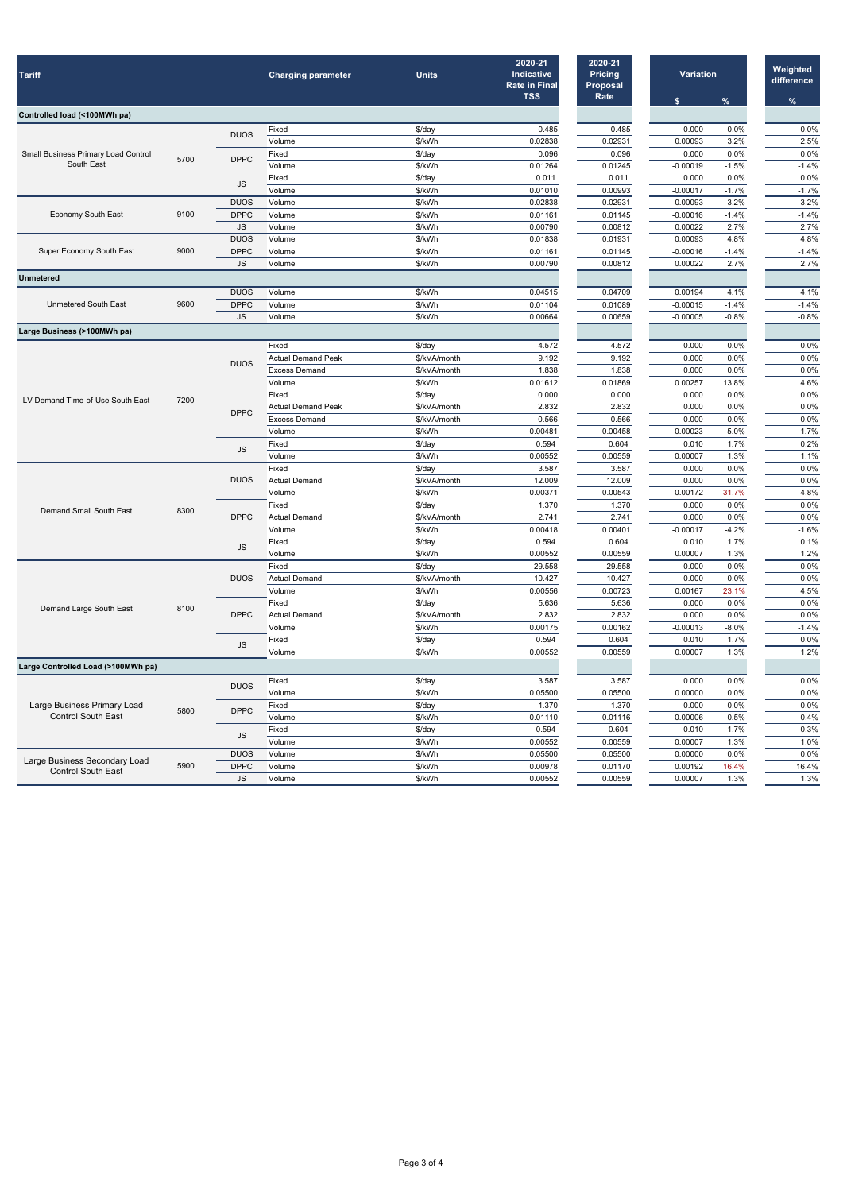| Tariff | | | Charging parameter | Units | 2020-21 Indicative Rate in Final TSS | 2020-21 Pricing Proposal Rate | Variation | | Weighted difference |
|---|---|---|---|---|---|---|---|---|---|
| | | | | | | | $ | % | % |
| **Controlled load (<100MWh pa)** | | | | | | | | | |
| Small Business Primary Load Control South East | 5700 | DUOS | Fixed | $/day | 0.485 | 0.485 | 0.000 | 0.0% | 0.0% |
| | | | Volume | $/kWh | 0.02838 | 0.02931 | 0.00093 | 3.2% | 2.5% |
| | | DPPC | Fixed | $/day | 0.096 | 0.096 | 0.000 | 0.0% | 0.0% |
| | | | Volume | $/kWh | 0.01264 | 0.01245 | -0.00019 | -1.5% | -1.4% |
| | | JS | Fixed | $/day | 0.011 | 0.011 | 0.000 | 0.0% | 0.0% |
| | | | Volume | $/kWh | 0.01010 | 0.00993 | -0.00017 | -1.7% | -1.7% |
| Economy South East | 9100 | DUOS | Volume | $/kWh | 0.02838 | 0.02931 | 0.00093 | 3.2% | 3.2% |
| | | DPPC | Volume | $/kWh | 0.01161 | 0.01145 | -0.00016 | -1.4% | -1.4% |
| | | JS | Volume | $/kWh | 0.00790 | 0.00812 | 0.00022 | 2.7% | 2.7% |
| Super Economy South East | 9000 | DUOS | Volume | $/kWh | 0.01838 | 0.01931 | 0.00093 | 4.8% | 4.8% |
| | | DPPC | Volume | $/kWh | 0.01161 | 0.01145 | -0.00016 | -1.4% | -1.4% |
| | | JS | Volume | $/kWh | 0.00790 | 0.00812 | 0.00022 | 2.7% | 2.7% |
| **Unmetered** | | | | | | | | | |
| Unmetered South East | 9600 | DUOS | Volume | $/kWh | 0.04515 | 0.04709 | 0.00194 | 4.1% | 4.1% |
| | | DPPC | Volume | $/kWh | 0.01104 | 0.01089 | -0.00015 | -1.4% | -1.4% |
| | | JS | Volume | $/kWh | 0.00664 | 0.00659 | -0.00005 | -0.8% | -0.8% |
| **Large Business (>100MWh pa)** | | | | | | | | | |
| LV Demand Time-of-Use South East | 7200 | DUOS | Fixed | $/day | 4.572 | 4.572 | 0.000 | 0.0% | 0.0% |
| | | | Actual Demand Peak | $/kVA/month | 9.192 | 9.192 | 0.000 | 0.0% | 0.0% |
| | | | Excess Demand | $/kVA/month | 1.838 | 1.838 | 0.000 | 0.0% | 0.0% |
| | | | Volume | $/kWh | 0.01612 | 0.01869 | 0.00257 | 13.8% | 4.6% |
| | | DPPC | Fixed | $/day | 0.000 | 0.000 | 0.000 | 0.0% | 0.0% |
| | | | Actual Demand Peak | $/kVA/month | 2.832 | 2.832 | 0.000 | 0.0% | 0.0% |
| | | | Excess Demand | $/kVA/month | 0.566 | 0.566 | 0.000 | 0.0% | 0.0% |
| | | | Volume | $/kWh | 0.00481 | 0.00458 | -0.00023 | -5.0% | -1.7% |
| | | JS | Fixed | $/day | 0.594 | 0.604 | 0.010 | 1.7% | 0.2% |
| | | | Volume | $/kWh | 0.00552 | 0.00559 | 0.00007 | 1.3% | 1.1% |
| Demand Small South East | 8300 | DUOS | Fixed | $/day | 3.587 | 3.587 | 0.000 | 0.0% | 0.0% |
| | | | Actual Demand | $/kVA/month | 12.009 | 12.009 | 0.000 | 0.0% | 0.0% |
| | | | Volume | $/kWh | 0.00371 | 0.00543 | 0.00172 | 31.7% | 4.8% |
| | | DPPC | Fixed | $/day | 1.370 | 1.370 | 0.000 | 0.0% | 0.0% |
| | | | Actual Demand | $/kVA/month | 2.741 | 2.741 | 0.000 | 0.0% | 0.0% |
| | | | Volume | $/kWh | 0.00418 | 0.00401 | -0.00017 | -4.2% | -1.6% |
| | | JS | Fixed | $/day | 0.594 | 0.604 | 0.010 | 1.7% | 0.1% |
| | | | Volume | $/kWh | 0.00552 | 0.00559 | 0.00007 | 1.3% | 1.2% |
| Demand Large South East | 8100 | DUOS | Fixed | $/day | 29.558 | 29.558 | 0.000 | 0.0% | 0.0% |
| | | | Actual Demand | $/kVA/month | 10.427 | 10.427 | 0.000 | 0.0% | 0.0% |
| | | | Volume | $/kWh | 0.00556 | 0.00723 | 0.00167 | 23.1% | 4.5% |
| | | DPPC | Fixed | $/day | 5.636 | 5.636 | 0.000 | 0.0% | 0.0% |
| | | | Actual Demand | $/kVA/month | 2.832 | 2.832 | 0.000 | 0.0% | 0.0% |
| | | | Volume | $/kWh | 0.00175 | 0.00162 | -0.00013 | -8.0% | -1.4% |
| | | JS | Fixed | $/day | 0.594 | 0.604 | 0.010 | 1.7% | 0.0% |
| | | | Volume | $/kWh | 0.00552 | 0.00559 | 0.00007 | 1.3% | 1.2% |
| **Large Controlled Load (>100MWh pa)** | | | | | | | | | |
| Large Business Primary Load Control South East | 5800 | DUOS | Fixed | $/day | 3.587 | 3.587 | 0.000 | 0.0% | 0.0% |
| | | | Volume | $/kWh | 0.05500 | 0.05500 | 0.00000 | 0.0% | 0.0% |
| | | DPPC | Fixed | $/day | 1.370 | 1.370 | 0.000 | 0.0% | 0.0% |
| | | | Volume | $/kWh | 0.01110 | 0.01116 | 0.00006 | 0.5% | 0.4% |
| | | JS | Fixed | $/day | 0.594 | 0.604 | 0.010 | 1.7% | 0.3% |
| | | | Volume | $/kWh | 0.00552 | 0.00559 | 0.00007 | 1.3% | 1.0% |
| Large Business Secondary Load Control South East | 5900 | DUOS | Volume | $/kWh | 0.05500 | 0.05500 | 0.00000 | 0.0% | 0.0% |
| | | DPPC | Volume | $/kWh | 0.00978 | 0.01170 | 0.00192 | 16.4% | 16.4% |
| | | JS | Volume | $/kWh | 0.00552 | 0.00559 | 0.00007 | 1.3% | 1.3% |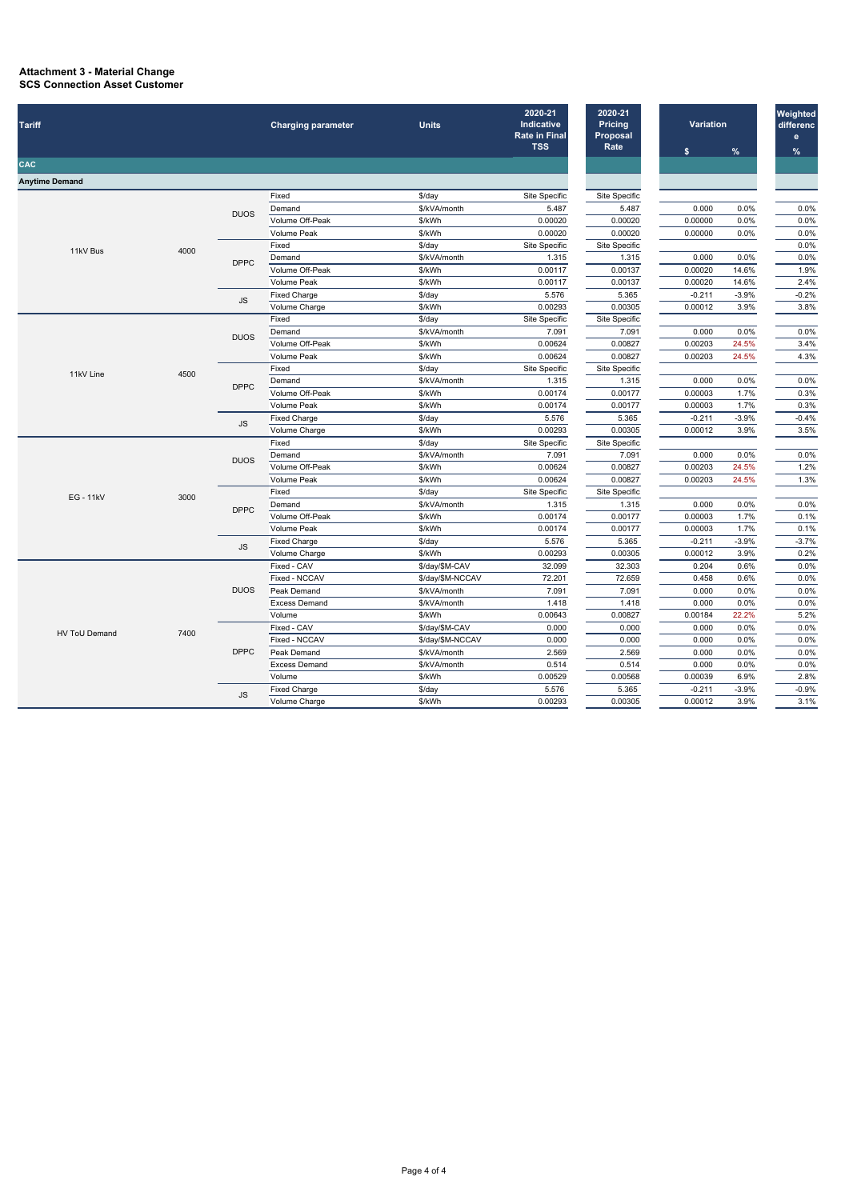**Attachment 3 - Material Change**
**SCS Connection Asset Customer**

| Tariff | | | Charging parameter | Units | 2020-21 Indicative Rate in Final TSS | 2020-21 Pricing Proposal Rate | Variation $ | Variation % | Weighted difference % |
|---|---|---|---|---|---|---|---|---|---|
| CAC | | | | | | | | | |
| Anytime Demand | | | | | | | | | |
| 11kV Bus | 4000 | DUOS | Fixed | $/day | Site Specific | Site Specific | | | |
| | | | Demand | $/kVA/month | 5.487 | 5.487 | 0.000 | 0.0% | 0.0% |
| | | | Volume Off-Peak | $/kWh | 0.00020 | 0.00020 | 0.00000 | 0.0% | 0.0% |
| | | | Volume Peak | $/kWh | 0.00020 | 0.00020 | 0.00000 | 0.0% | 0.0% |
| | | DPPC | Fixed | $/day | Site Specific | Site Specific | | | 0.0% |
| | | | Demand | $/kVA/month | 1.315 | 1.315 | 0.000 | 0.0% | 0.0% |
| | | | Volume Off-Peak | $/kWh | 0.00117 | 0.00137 | 0.00020 | 14.6% | 1.9% |
| | | | Volume Peak | $/kWh | 0.00117 | 0.00137 | 0.00020 | 14.6% | 2.4% |
| | | JS | Fixed Charge | $/day | 5.576 | 5.365 | -0.211 | -3.9% | -0.2% |
| | | | Volume Charge | $/kWh | 0.00293 | 0.00305 | 0.00012 | 3.9% | 3.8% |
| 11kV Line | 4500 | DUOS | Fixed | $/day | Site Specific | Site Specific | | | |
| | | | Demand | $/kVA/month | 7.091 | 7.091 | 0.000 | 0.0% | 0.0% |
| | | | Volume Off-Peak | $/kWh | 0.00624 | 0.00827 | 0.00203 | 24.5% | 3.4% |
| | | | Volume Peak | $/kWh | 0.00624 | 0.00827 | 0.00203 | 24.5% | 4.3% |
| | | DPPC | Fixed | $/day | Site Specific | Site Specific | | | |
| | | | Demand | $/kVA/month | 1.315 | 1.315 | 0.000 | 0.0% | 0.0% |
| | | | Volume Off-Peak | $/kWh | 0.00174 | 0.00177 | 0.00003 | 1.7% | 0.3% |
| | | | Volume Peak | $/kWh | 0.00174 | 0.00177 | 0.00003 | 1.7% | 0.3% |
| | | JS | Fixed Charge | $/day | 5.576 | 5.365 | -0.211 | -3.9% | -0.4% |
| | | | Volume Charge | $/kWh | 0.00293 | 0.00305 | 0.00012 | 3.9% | 3.5% |
| EG - 11kV | 3000 | DUOS | Fixed | $/day | Site Specific | Site Specific | | | |
| | | | Demand | $/kVA/month | 7.091 | 7.091 | 0.000 | 0.0% | 0.0% |
| | | | Volume Off-Peak | $/kWh | 0.00624 | 0.00827 | 0.00203 | 24.5% | 1.2% |
| | | | Volume Peak | $/kWh | 0.00624 | 0.00827 | 0.00203 | 24.5% | 1.3% |
| | | DPPC | Fixed | $/day | Site Specific | Site Specific | | | |
| | | | Demand | $/kVA/month | 1.315 | 1.315 | 0.000 | 0.0% | 0.0% |
| | | | Volume Off-Peak | $/kWh | 0.00174 | 0.00177 | 0.00003 | 1.7% | 0.1% |
| | | | Volume Peak | $/kWh | 0.00174 | 0.00177 | 0.00003 | 1.7% | 0.1% |
| | | JS | Fixed Charge | $/day | 5.576 | 5.365 | -0.211 | -3.9% | -3.7% |
| | | | Volume Charge | $/kWh | 0.00293 | 0.00305 | 0.00012 | 3.9% | 0.2% |
| HV ToU Demand | 7400 | DUOS | Fixed - CAV | $/day/$M-CAV | 32.099 | 32.303 | 0.204 | 0.6% | 0.0% |
| | | | Fixed - NCCAV | $/day/$M-NCCAV | 72.201 | 72.659 | 0.458 | 0.6% | 0.0% |
| | | | Peak Demand | $/kVA/month | 7.091 | 7.091 | 0.000 | 0.0% | 0.0% |
| | | | Excess Demand | $/kVA/month | 1.418 | 1.418 | 0.000 | 0.0% | 0.0% |
| | | | Volume | $/kWh | 0.00643 | 0.00827 | 0.00184 | 22.2% | 5.2% |
| | | DPPC | Fixed - CAV | $/day/$M-CAV | 0.000 | 0.000 | 0.000 | 0.0% | 0.0% |
| | | | Fixed - NCCAV | $/day/$M-NCCAV | 0.000 | 0.000 | 0.000 | 0.0% | 0.0% |
| | | | Peak Demand | $/kVA/month | 2.569 | 2.569 | 0.000 | 0.0% | 0.0% |
| | | | Excess Demand | $/kVA/month | 0.514 | 0.514 | 0.000 | 0.0% | 0.0% |
| | | | Volume | $/kWh | 0.00529 | 0.00568 | 0.00039 | 6.9% | 2.8% |
| | | JS | Fixed Charge | $/day | 5.576 | 5.365 | -0.211 | -3.9% | -0.9% |
| | | | Volume Charge | $/kWh | 0.00293 | 0.00305 | 0.00012 | 3.9% | 3.1% |